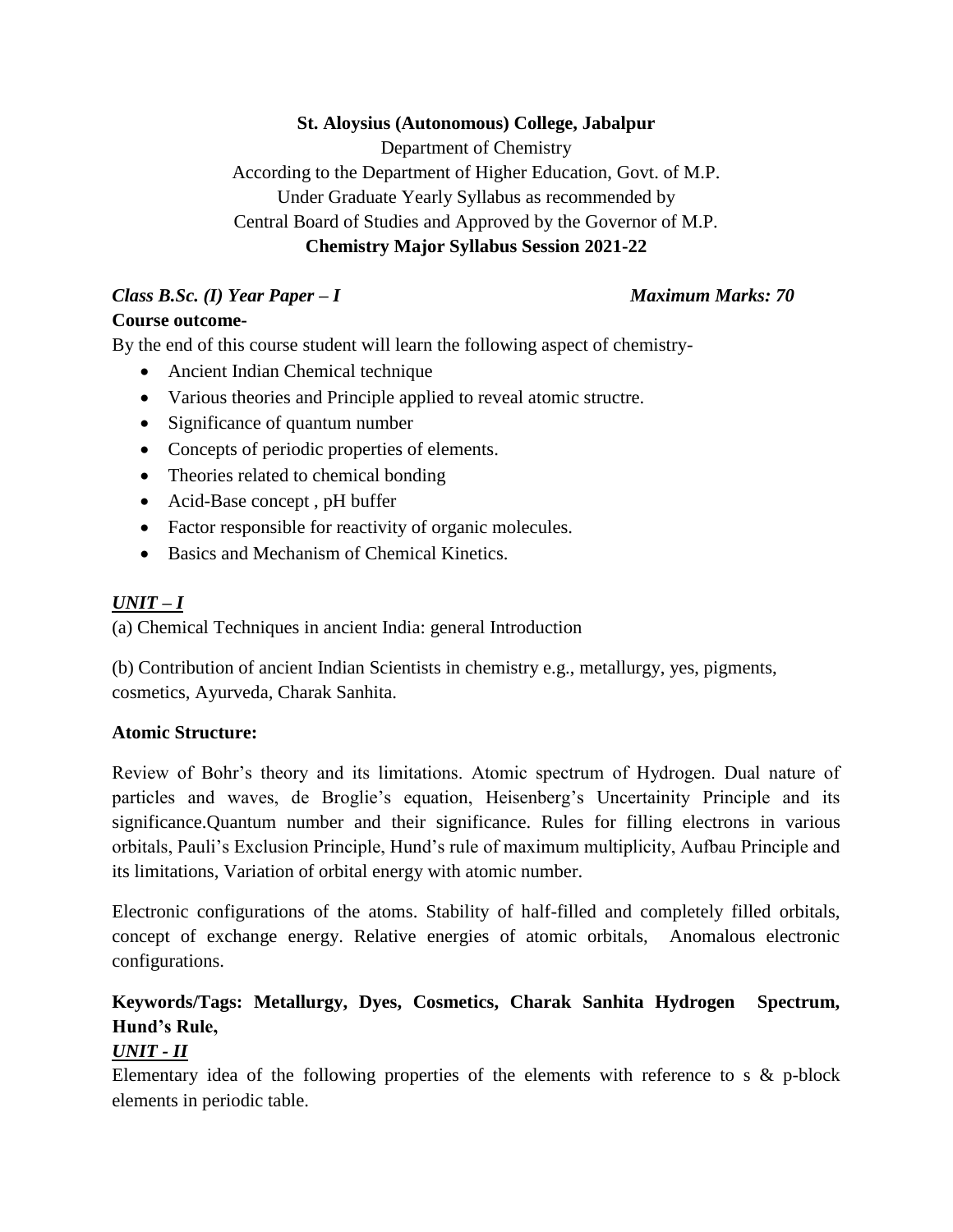**St. Aloysius (Autonomous) College, Jabalpur**

Department of Chemistry

According to the Department of Higher Education, Govt. of M.P.

Under Graduate Yearly Syllabus as recommended by

Central Board of Studies and Approved by the Governor of M.P.

**Chemistry Major Syllabus Session 2021-22**

***Class B.Sc. (I) Year Paper – I*** ***Maximum Marks: 70***

**Course outcome-**

By the end of this course student will learn the following aspect of chemistry-

- Ancient Indian Chemical technique
- Various theories and Principle applied to reveal atomic structre.
- Significance of quantum number
- Concepts of periodic properties of elements.
- Theories related to chemical bonding
- Acid-Base concept , pH buffer
- Factor responsible for reactivity of organic molecules.
- Basics and Mechanism of Chemical Kinetics.

***UNIT – I***

(a) Chemical Techniques in ancient India: general Introduction

(b) Contribution of ancient Indian Scientists in chemistry e.g., metallurgy, yes, pigments, cosmetics, Ayurveda, Charak Sanhita.

**Atomic Structure:**

Review of Bohr's theory and its limitations. Atomic spectrum of Hydrogen. Dual nature of particles and waves, de Broglie's equation, Heisenberg's Uncertainity Principle and its significance.Quantum number and their significance. Rules for filling electrons in various orbitals, Pauli's Exclusion Principle, Hund's rule of maximum multiplicity, Aufbau Principle and its limitations, Variation of orbital energy with atomic number.

Electronic configurations of the atoms. Stability of half-filled and completely filled orbitals, concept of exchange energy. Relative energies of atomic orbitals, Anomalous electronic configurations.

**Keywords/Tags: Metallurgy, Dyes, Cosmetics, Charak Sanhita Hydrogen Spectrum, Hund's Rule,**

***UNIT - II***

Elementary idea of the following properties of the elements with reference to s & p-block elements in periodic table.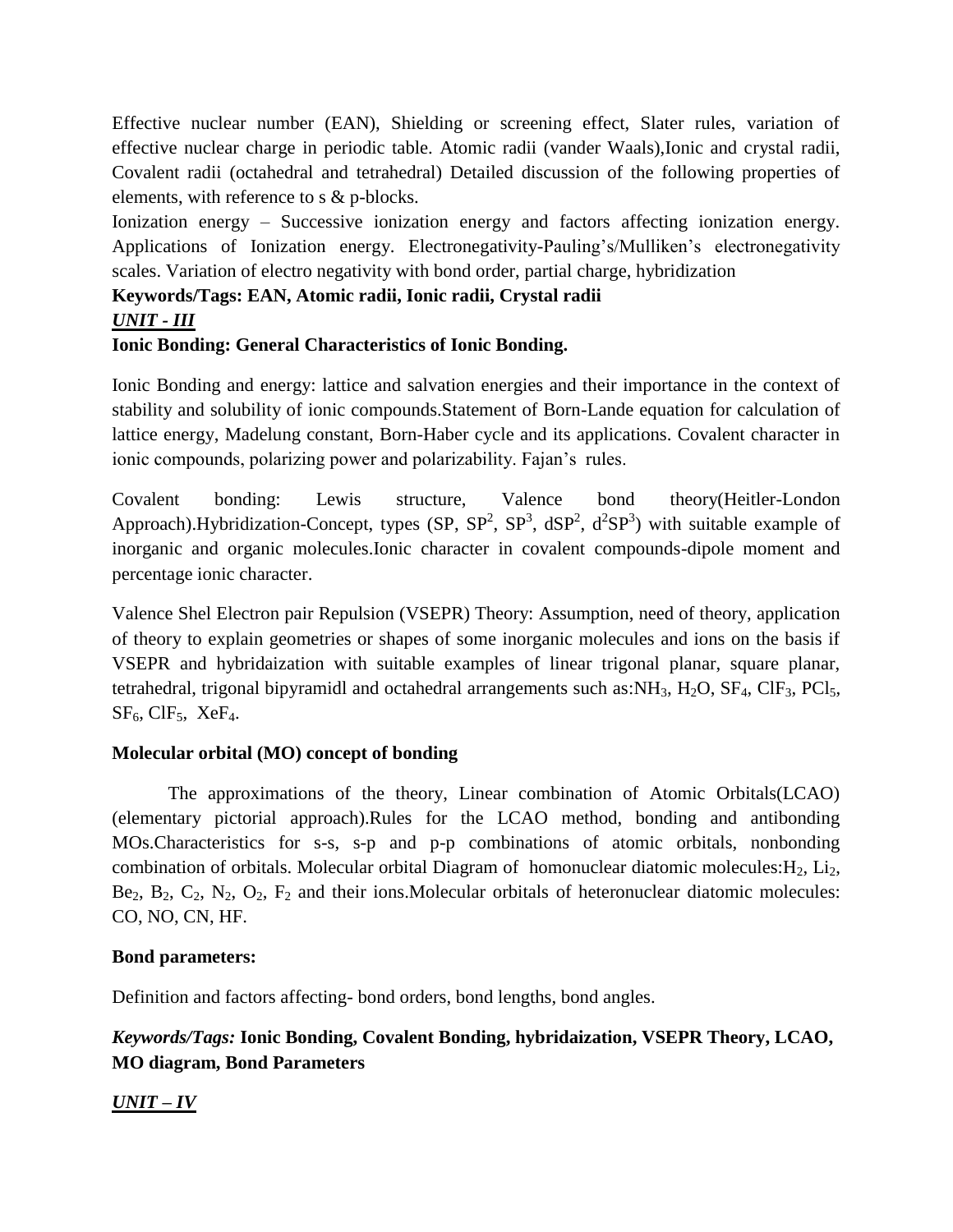Effective nuclear number (EAN), Shielding or screening effect, Slater rules, variation of effective nuclear charge in periodic table. Atomic radii (vander Waals),Ionic and crystal radii, Covalent radii (octahedral and tetrahedral) Detailed discussion of the following properties of elements, with reference to s & p-blocks.

Ionization energy – Successive ionization energy and factors affecting ionization energy. Applications of Ionization energy. Electronegativity-Pauling's/Mulliken's electronegativity scales. Variation of electro negativity with bond order, partial charge, hybridization

**Keywords/Tags: EAN, Atomic radii, Ionic radii, Crystal radii**

***UNIT - III***

**Ionic Bonding: General Characteristics of Ionic Bonding.**

Ionic Bonding and energy: lattice and salvation energies and their importance in the context of stability and solubility of ionic compounds.Statement of Born-Lande equation for calculation of lattice energy, Madelung constant, Born-Haber cycle and its applications. Covalent character in ionic compounds, polarizing power and polarizability. Fajan's rules.

Covalent bonding: Lewis structure, Valence bond theory(Heitler-London Approach).Hybridization-Concept, types (SP, $SP^2$, $SP^3$, $dSP^2$, $d^2SP^3$) with suitable example of inorganic and organic molecules.Ionic character in covalent compounds-dipole moment and percentage ionic character.

Valence Shel Electron pair Repulsion (VSEPR) Theory: Assumption, need of theory, application of theory to explain geometries or shapes of some inorganic molecules and ions on the basis if VSEPR and hybridaization with suitable examples of linear trigonal planar, square planar, tetrahedral, trigonal bipyramidl and octahedral arrangements such as:$NH_3$, $H_2O$, $SF_4$, $ClF_3$, $PCl_5$, $SF_6$, $ClF_5$, $XeF_4$.

**Molecular orbital (MO) concept of bonding**

The approximations of the theory, Linear combination of Atomic Orbitals(LCAO) (elementary pictorial approach).Rules for the LCAO method, bonding and antibonding MOs.Characteristics for s-s, s-p and p-p combinations of atomic orbitals, nonbonding combination of orbitals. Molecular orbital Diagram of homonuclear diatomic molecules:$H_2$, $Li_2$, $Be_2$, $B_2$, $C_2$, $N_2$, $O_2$, $F_2$ and their ions.Molecular orbitals of heteronuclear diatomic molecules: CO, NO, CN, HF.

**Bond parameters:**

Definition and factors affecting- bond orders, bond lengths, bond angles.

***Keywords/Tags:*** **Ionic Bonding, Covalent Bonding, hybridaization, VSEPR Theory, LCAO, MO diagram, Bond Parameters**

***UNIT – IV***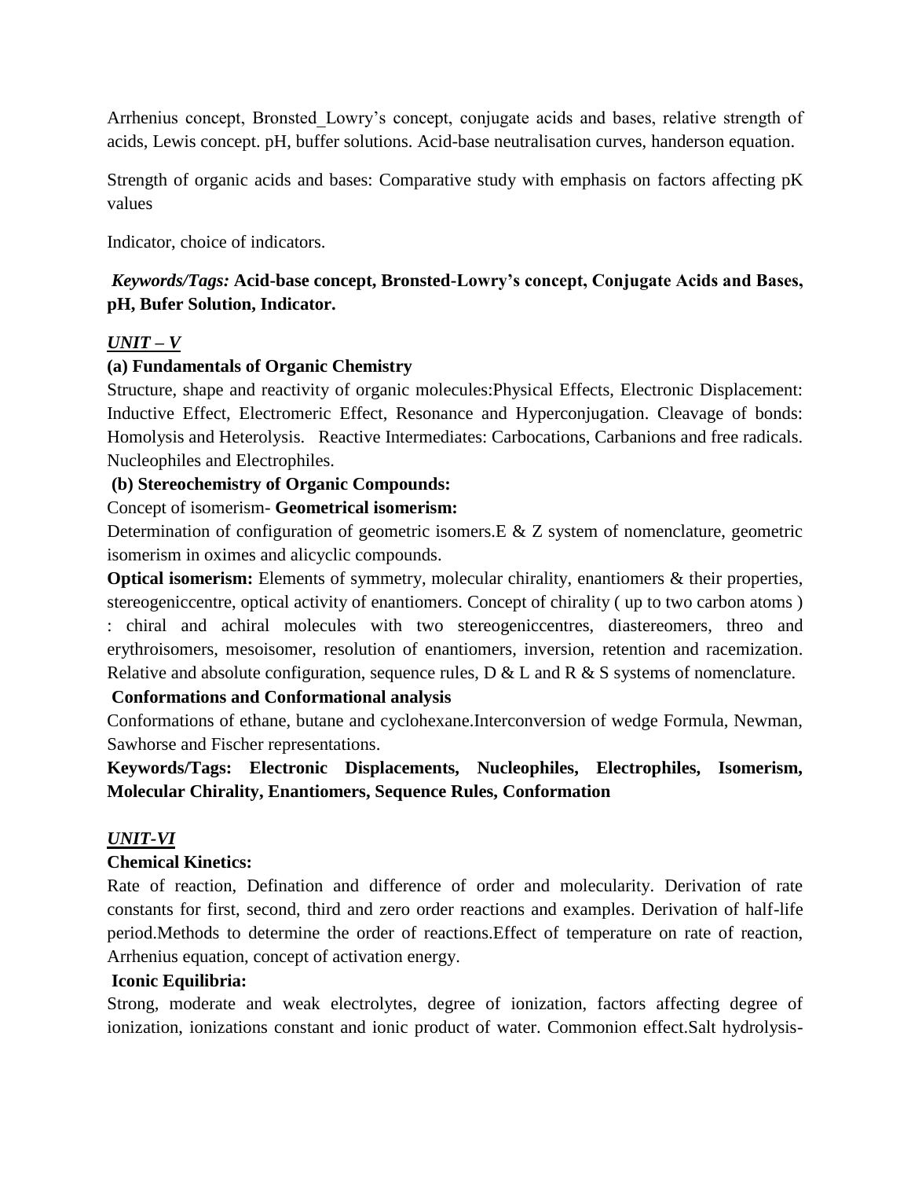Arrhenius concept, Bronsted_Lowry's concept, conjugate acids and bases, relative strength of acids, Lewis concept. pH, buffer solutions. Acid-base neutralisation curves, handerson equation.

Strength of organic acids and bases: Comparative study with emphasis on factors affecting pK values

Indicator, choice of indicators.

***Keywords/Tags:* Acid-base concept, Bronsted-Lowry's concept, Conjugate Acids and Bases, pH, Bufer Solution, Indicator.**

## ***UNIT – V***

**(a) Fundamentals of Organic Chemistry**

Structure, shape and reactivity of organic molecules:Physical Effects, Electronic Displacement: Inductive Effect, Electromeric Effect, Resonance and Hyperconjugation. Cleavage of bonds: Homolysis and Heterolysis. Reactive Intermediates: Carbocations, Carbanions and free radicals. Nucleophiles and Electrophiles.

**(b) Stereochemistry of Organic Compounds:**

Concept of isomerism- **Geometrical isomerism:**

Determination of configuration of geometric isomers.E & Z system of nomenclature, geometric isomerism in oximes and alicyclic compounds.

**Optical isomerism:** Elements of symmetry, molecular chirality, enantiomers & their properties, stereogeniccentre, optical activity of enantiomers. Concept of chirality ( up to two carbon atoms ) : chiral and achiral molecules with two stereogeniccentres, diastereomers, threo and erythroisomers, mesoisomer, resolution of enantiomers, inversion, retention and racemization. Relative and absolute configuration, sequence rules, D & L and R & S systems of nomenclature.

**Conformations and Conformational analysis**

Conformations of ethane, butane and cyclohexane.Interconversion of wedge Formula, Newman, Sawhorse and Fischer representations.

**Keywords/Tags: Electronic Displacements, Nucleophiles, Electrophiles, Isomerism, Molecular Chirality, Enantiomers, Sequence Rules, Conformation**

## ***UNIT-VI***

**Chemical Kinetics:**

Rate of reaction, Defination and difference of order and molecularity. Derivation of rate constants for first, second, third and zero order reactions and examples. Derivation of half-life period.Methods to determine the order of reactions.Effect of temperature on rate of reaction, Arrhenius equation, concept of activation energy.

**Iconic Equilibria:**

Strong, moderate and weak electrolytes, degree of ionization, factors affecting degree of ionization, ionizations constant and ionic product of water. Commonion effect.Salt hydrolysis-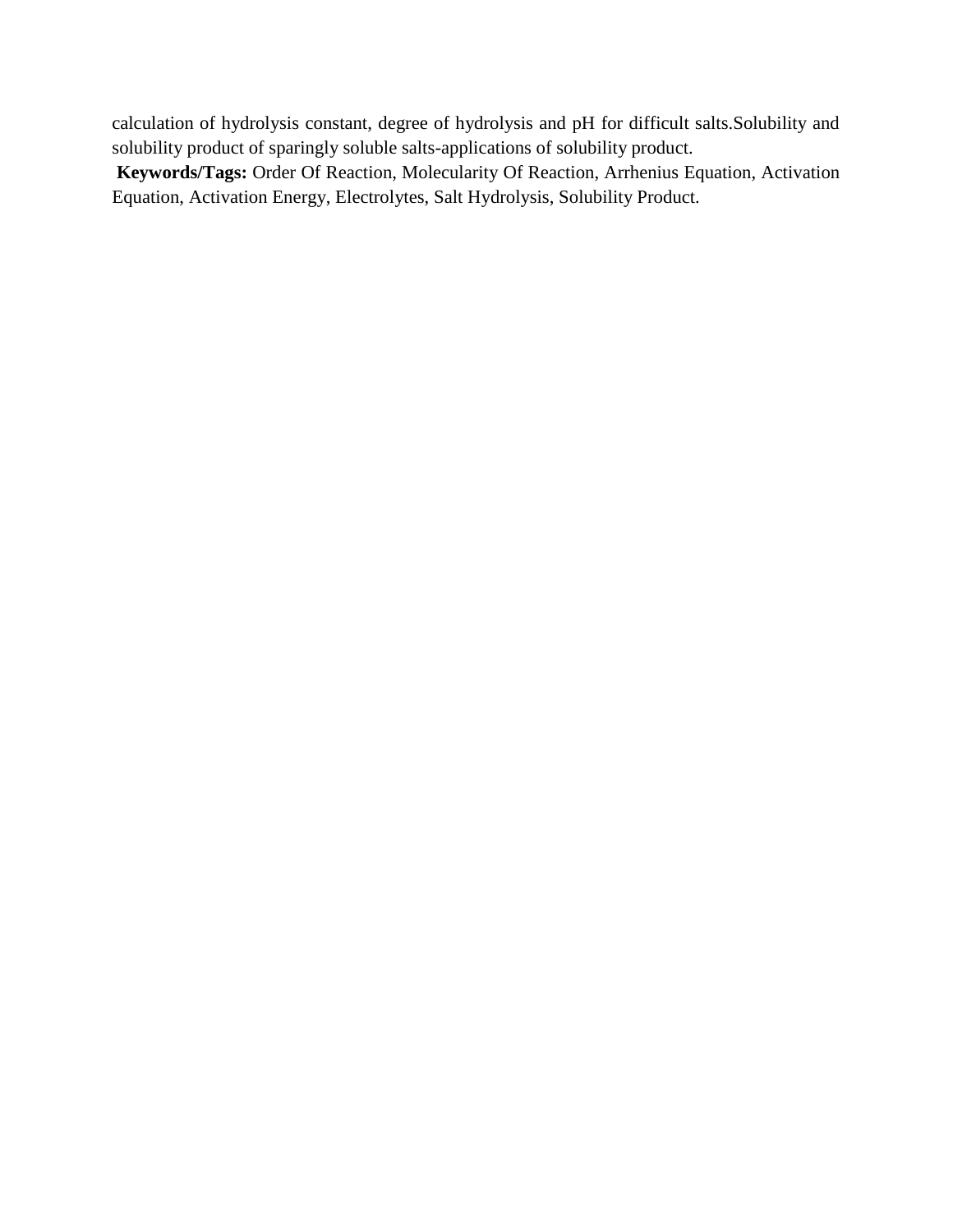calculation of hydrolysis constant, degree of hydrolysis and pH for difficult salts.Solubility and solubility product of sparingly soluble salts-applications of solubility product.

**Keywords/Tags:** Order Of Reaction, Molecularity Of Reaction, Arrhenius Equation, Activation Equation, Activation Energy, Electrolytes, Salt Hydrolysis, Solubility Product.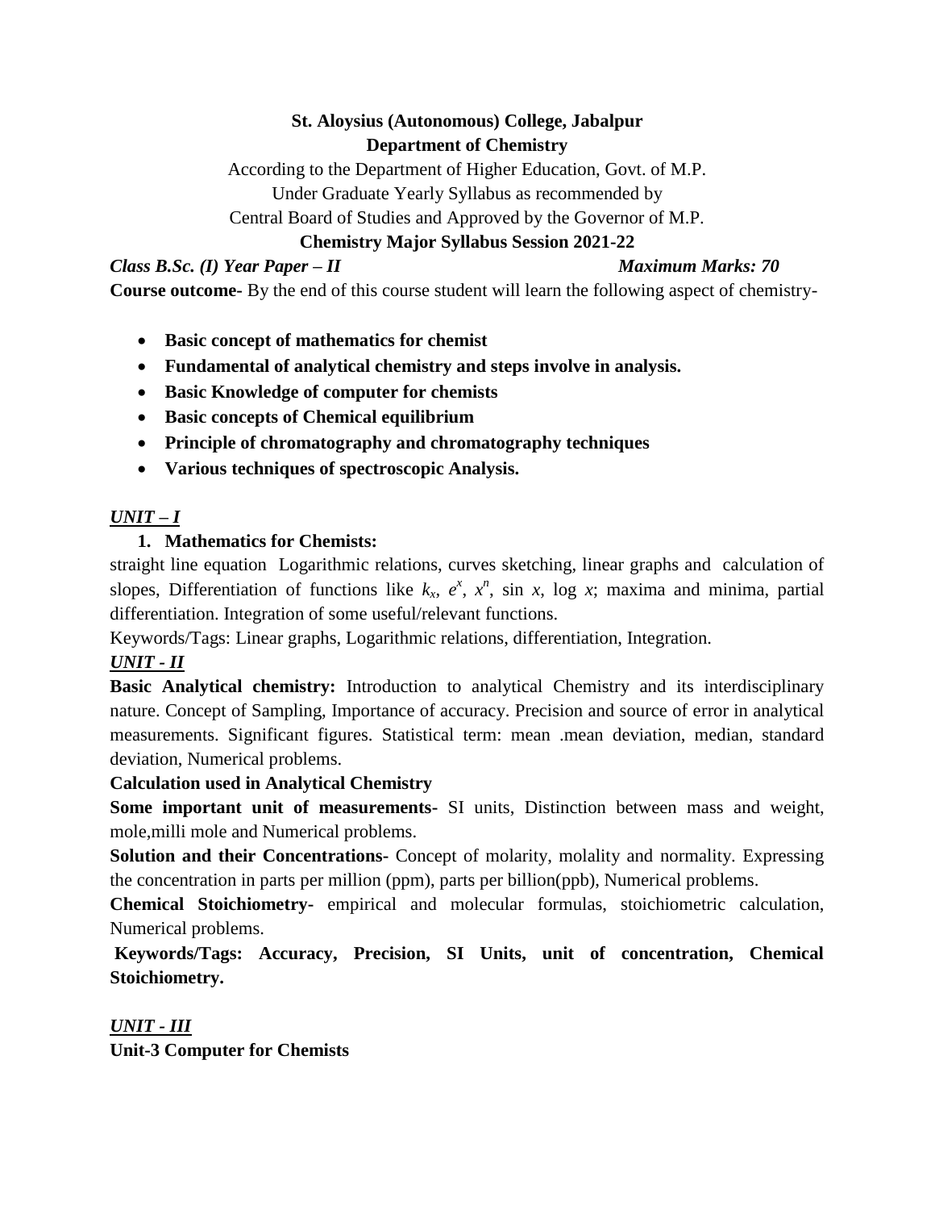**St. Aloysius (Autonomous) College, Jabalpur**
**Department of Chemistry**

According to the Department of Higher Education, Govt. of M.P.
Under Graduate Yearly Syllabus as recommended by
Central Board of Studies and Approved by the Governor of M.P.

**Chemistry Major Syllabus Session 2021-22**

***Class B.Sc. (I) Year Paper – II*** ***Maximum Marks: 70***

**Course outcome-** By the end of this course student will learn the following aspect of chemistry-

- **Basic concept of mathematics for chemist**
- **Fundamental of analytical chemistry and steps involve in analysis.**
- **Basic Knowledge of computer for chemists**
- **Basic concepts of Chemical equilibrium**
- **Principle of chromatography and chromatography techniques**
- **Various techniques of spectroscopic Analysis.**

***UNIT – I***

1. **Mathematics for Chemists:**

straight line equation Logarithmic relations, curves sketching, linear graphs and calculation of slopes, Differentiation of functions like $k_x$, $e^x$, $x^n$, sin $x$, log $x$; maxima and minima, partial differentiation. Integration of some useful/relevant functions.

Keywords/Tags: Linear graphs, Logarithmic relations, differentiation, Integration.

***UNIT - II***

**Basic Analytical chemistry:** Introduction to analytical Chemistry and its interdisciplinary nature. Concept of Sampling, Importance of accuracy. Precision and source of error in analytical measurements. Significant figures. Statistical term: mean .mean deviation, median, standard deviation, Numerical problems.

**Calculation used in Analytical Chemistry**

**Some important unit of measurements-** SI units, Distinction between mass and weight, mole,milli mole and Numerical problems.

**Solution and their Concentrations-** Concept of molarity, molality and normality. Expressing the concentration in parts per million (ppm), parts per billion(ppb), Numerical problems.

**Chemical Stoichiometry-** empirical and molecular formulas, stoichiometric calculation, Numerical problems.

**Keywords/Tags: Accuracy, Precision, SI Units, unit of concentration, Chemical Stoichiometry.**

***UNIT - III***

**Unit-3 Computer for Chemists**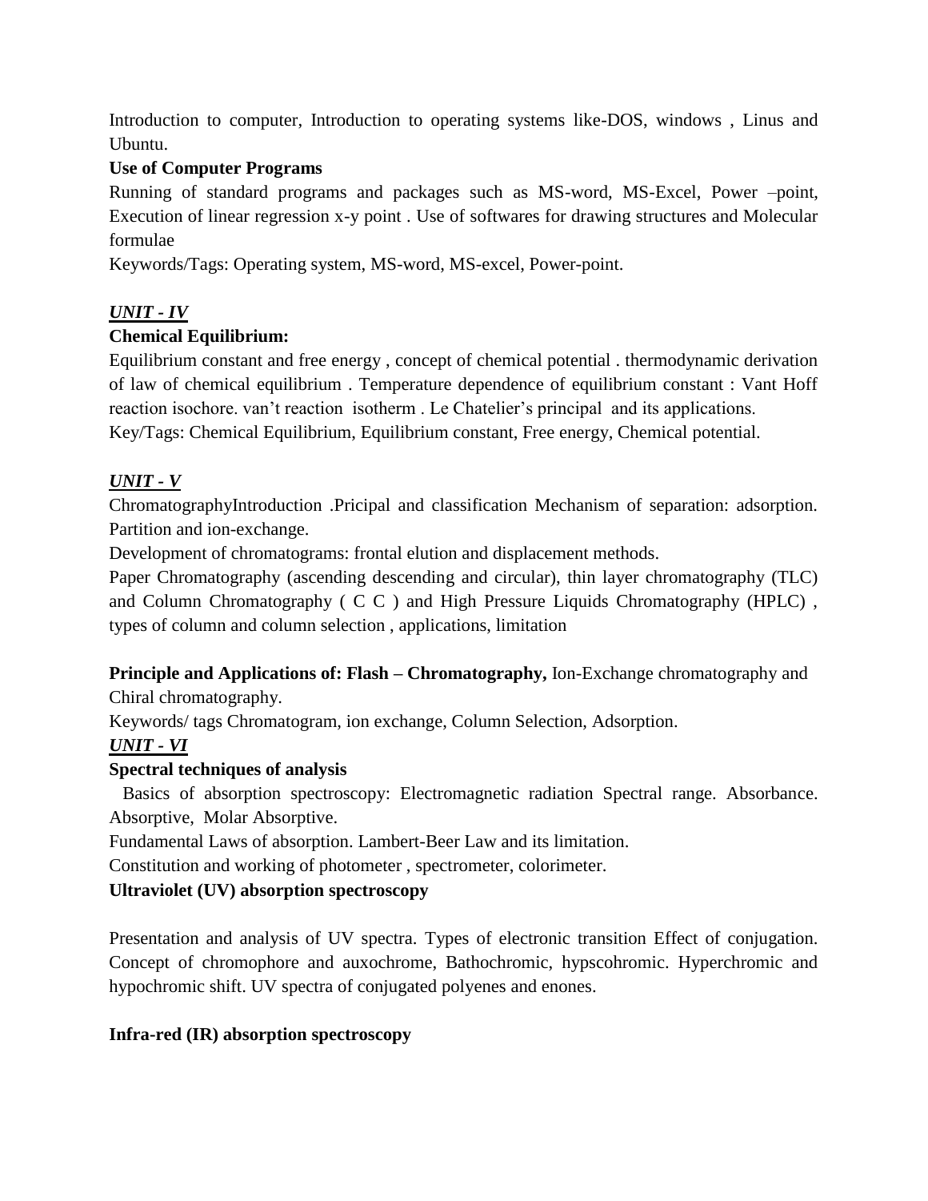Introduction to computer, Introduction to operating systems like-DOS, windows , Linus and Ubuntu.

**Use of Computer Programs**

Running of standard programs and packages such as MS-word, MS-Excel, Power –point, Execution of linear regression x-y point . Use of softwares for drawing structures and Molecular formulae

Keywords/Tags: Operating system, MS-word, MS-excel, Power-point.

***UNIT - IV***

**Chemical Equilibrium:**

Equilibrium constant and free energy , concept of chemical potential . thermodynamic derivation of law of chemical equilibrium . Temperature dependence of equilibrium constant : Vant Hoff reaction isochore. van't reaction isotherm . Le Chatelier's principal and its applications.

Key/Tags: Chemical Equilibrium, Equilibrium constant, Free energy, Chemical potential.

***UNIT - V***

ChromatographyIntroduction .Pricipal and classification Mechanism of separation: adsorption. Partition and ion-exchange.

Development of chromatograms: frontal elution and displacement methods.

Paper Chromatography (ascending descending and circular), thin layer chromatography (TLC) and Column Chromatography ( C C ) and High Pressure Liquids Chromatography (HPLC) , types of column and column selection , applications, limitation

**Principle and Applications of: Flash – Chromatography,** Ion-Exchange chromatography and Chiral chromatography.

Keywords/ tags Chromatogram, ion exchange, Column Selection, Adsorption.

***UNIT - VI***

**Spectral techniques of analysis**

Basics of absorption spectroscopy: Electromagnetic radiation Spectral range. Absorbance. Absorptive, Molar Absorptive.

Fundamental Laws of absorption. Lambert-Beer Law and its limitation.

Constitution and working of photometer , spectrometer, colorimeter.

**Ultraviolet (UV) absorption spectroscopy**

Presentation and analysis of UV spectra. Types of electronic transition Effect of conjugation. Concept of chromophore and auxochrome, Bathochromic, hypscohromic. Hyperchromic and hypochromic shift. UV spectra of conjugated polyenes and enones.

**Infra-red (IR) absorption spectroscopy**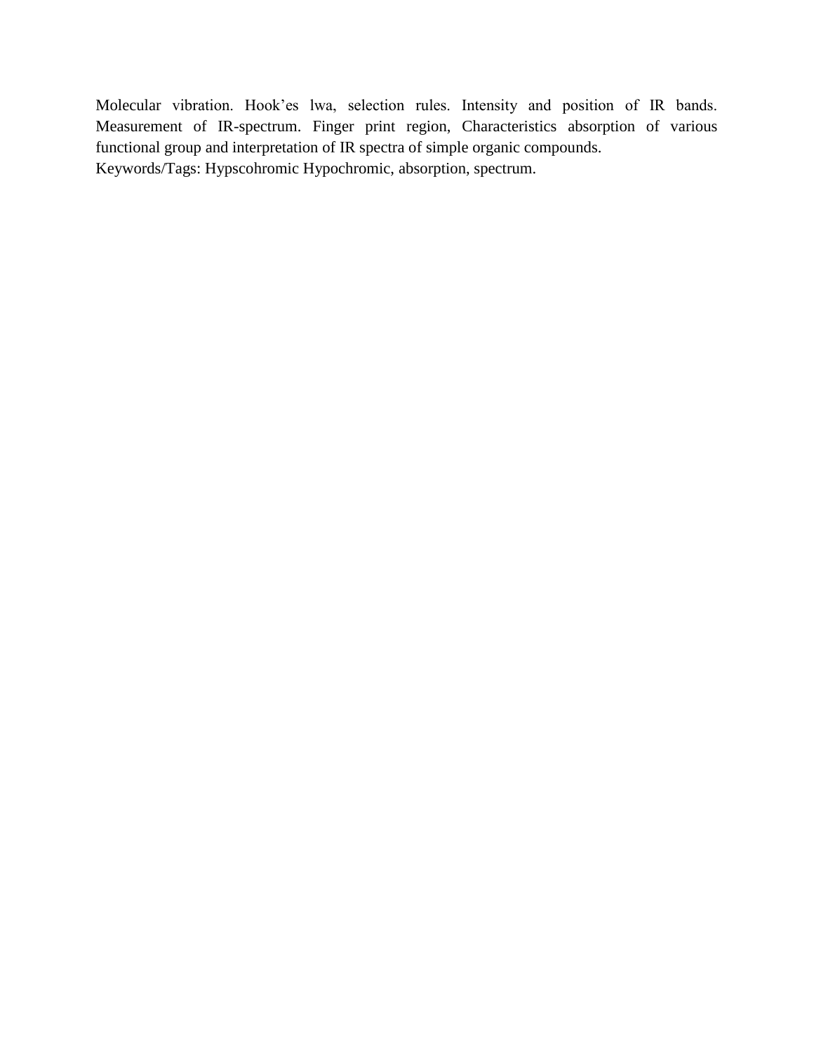Molecular vibration. Hook'es lwa, selection rules. Intensity and position of IR bands. Measurement of IR-spectrum. Finger print region, Characteristics absorption of various functional group and interpretation of IR spectra of simple organic compounds.

Keywords/Tags: Hypscohromic Hypochromic, absorption, spectrum.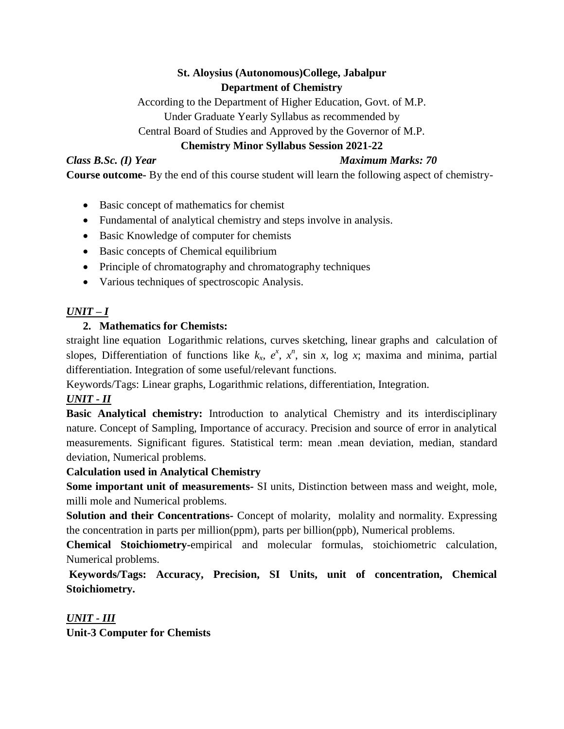**St. Aloysius (Autonomous)College, Jabalpur**
**Department of Chemistry**

According to the Department of Higher Education, Govt. of M.P.
Under Graduate Yearly Syllabus as recommended by
Central Board of Studies and Approved by the Governor of M.P.

**Chemistry Minor Syllabus Session 2021-22**

*Class B.Sc. (I) Year* *Maximum Marks: 70*

**Course outcome-** By the end of this course student will learn the following aspect of chemistry-

- Basic concept of mathematics for chemist
- Fundamental of analytical chemistry and steps involve in analysis.
- Basic Knowledge of computer for chemists
- Basic concepts of Chemical equilibrium
- Principle of chromatography and chromatography techniques
- Various techniques of spectroscopic Analysis.

***UNIT – I***

2. **Mathematics for Chemists:**

straight line equation Logarithmic relations, curves sketching, linear graphs and calculation of slopes, Differentiation of functions like $k_x$, $e^x$, $x^n$, sin $x$, log $x$; maxima and minima, partial differentiation. Integration of some useful/relevant functions.

Keywords/Tags: Linear graphs, Logarithmic relations, differentiation, Integration.

***UNIT - II***

**Basic Analytical chemistry:** Introduction to analytical Chemistry and its interdisciplinary nature. Concept of Sampling, Importance of accuracy. Precision and source of error in analytical measurements. Significant figures. Statistical term: mean .mean deviation, median, standard deviation, Numerical problems.

**Calculation used in Analytical Chemistry**

**Some important unit of measurements-** SI units, Distinction between mass and weight, mole, milli mole and Numerical problems.

**Solution and their Concentrations-** Concept of molarity, molality and normality. Expressing the concentration in parts per million(ppm), parts per billion(ppb), Numerical problems.

**Chemical Stoichiometry-**empirical and molecular formulas, stoichiometric calculation, Numerical problems.

**Keywords/Tags: Accuracy, Precision, SI Units, unit of concentration, Chemical Stoichiometry.**

***UNIT - III***

**Unit-3 Computer for Chemists**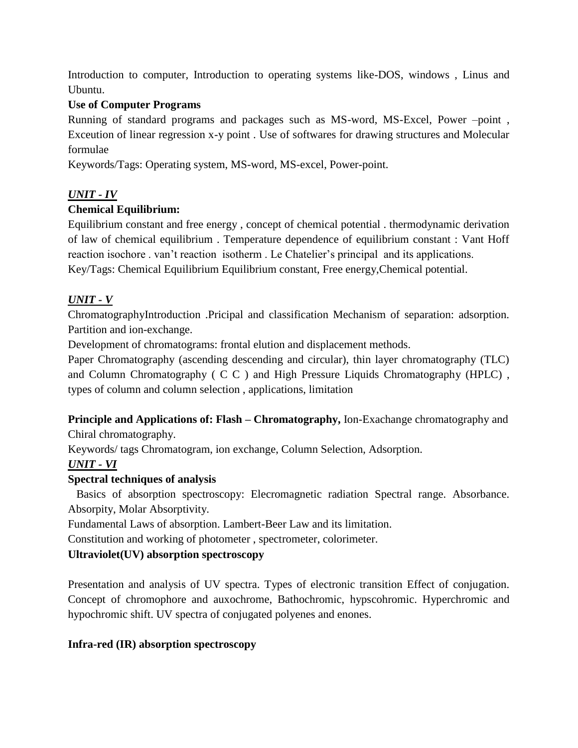Introduction to computer, Introduction to operating systems like-DOS, windows , Linus and Ubuntu.

**Use of Computer Programs**

Running of standard programs and packages such as MS-word, MS-Excel, Power –point , Exceution of linear regression x-y point . Use of softwares for drawing structures and Molecular formulae

Keywords/Tags: Operating system, MS-word, MS-excel, Power-point.

***UNIT - IV***

**Chemical Equilibrium:**

Equilibrium constant and free energy , concept of chemical potential . thermodynamic derivation of law of chemical equilibrium . Temperature dependence of equilibrium constant : Vant Hoff reaction isochore . van't reaction isotherm . Le Chatelier's principal and its applications.

Key/Tags: Chemical Equilibrium Equilibrium constant, Free energy,Chemical potential.

***UNIT - V***

ChromatographyIntroduction .Pricipal and classification Mechanism of separation: adsorption. Partition and ion-exchange.

Development of chromatograms: frontal elution and displacement methods.

Paper Chromatography (ascending descending and circular), thin layer chromatography (TLC) and Column Chromatography ( C C ) and High Pressure Liquids Chromatography (HPLC) , types of column and column selection , applications, limitation

**Principle and Applications of: Flash – Chromatography,** Ion-Exachange chromatography and Chiral chromatography.

Keywords/ tags Chromatogram, ion exchange, Column Selection, Adsorption.

***UNIT - VI***

**Spectral techniques of analysis**

Basics of absorption spectroscopy: Elecromagnetic radiation Spectral range. Absorbance. Absorpity, Molar Absorptivity.

Fundamental Laws of absorption. Lambert-Beer Law and its limitation.

Constitution and working of photometer , spectrometer, colorimeter.

**Ultraviolet(UV) absorption spectroscopy**

Presentation and analysis of UV spectra. Types of electronic transition Effect of conjugation. Concept of chromophore and auxochrome, Bathochromic, hypscohromic. Hyperchromic and hypochromic shift. UV spectra of conjugated polyenes and enones.

**Infra-red (IR) absorption spectroscopy**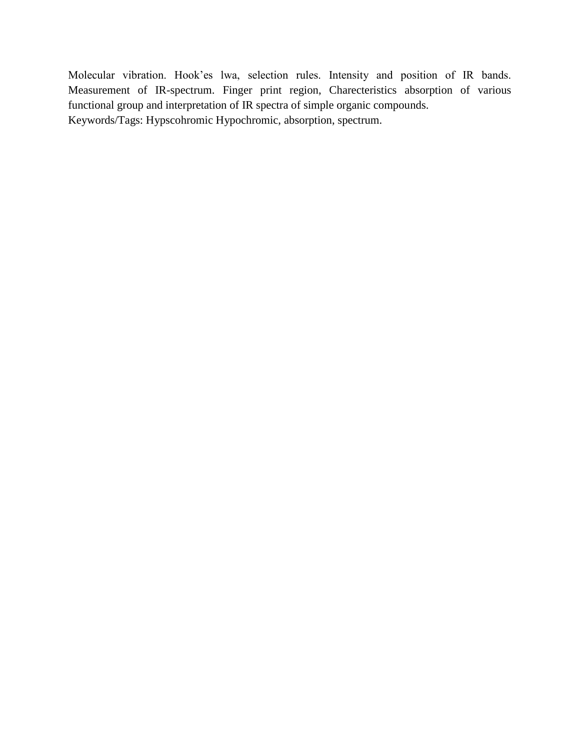Molecular vibration. Hook'es lwa, selection rules. Intensity and position of IR bands. Measurement of IR-spectrum. Finger print region, Charecteristics absorption of various functional group and interpretation of IR spectra of simple organic compounds.

Keywords/Tags: Hypscohromic Hypochromic, absorption, spectrum.